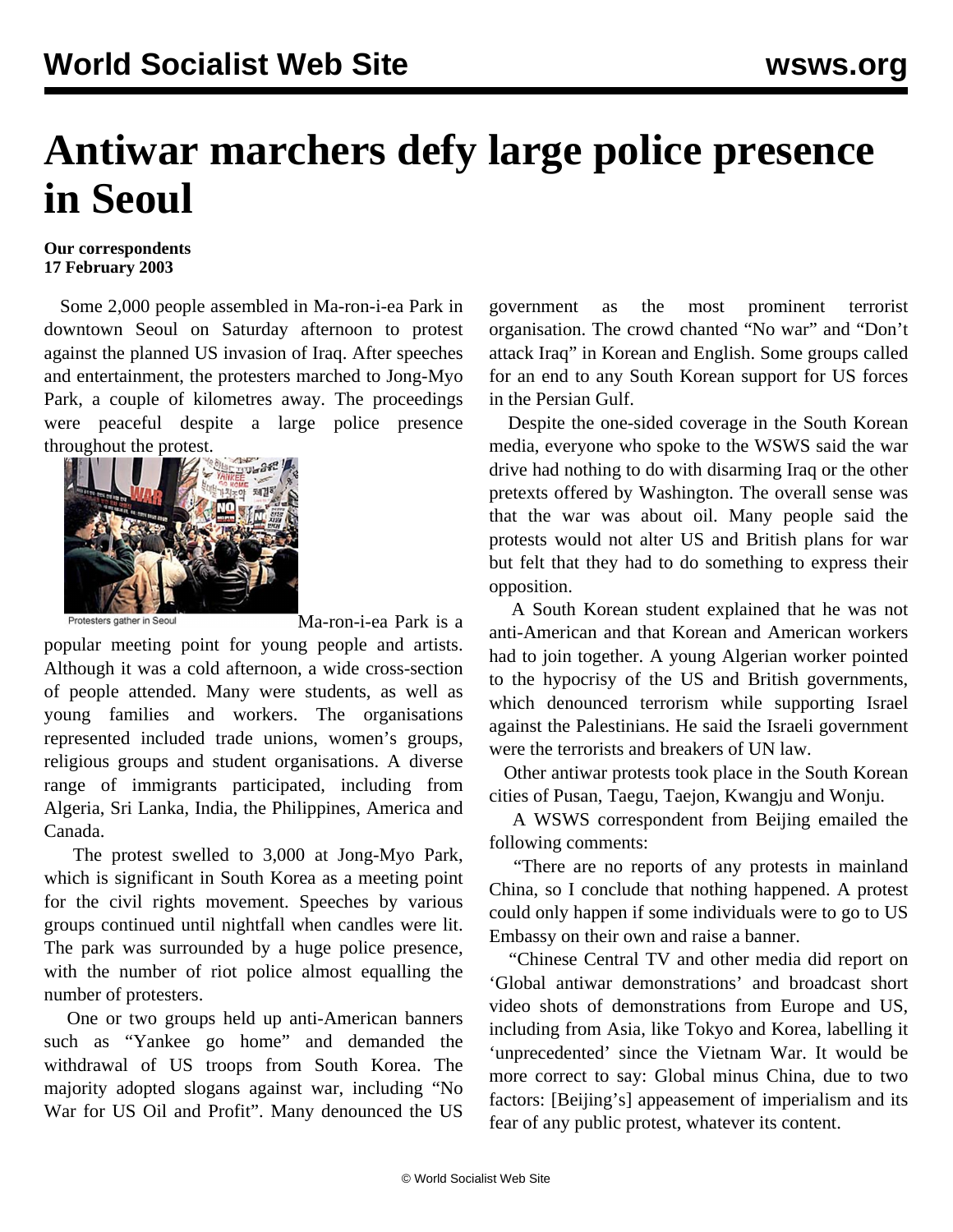# Antiwar marchers defy large police presence in Seoul

**Our correspondents**
**17 February 2003**

Some 2,000 people assembled in Ma-ron-i-ea Park in downtown Seoul on Saturday afternoon to protest against the planned US invasion of Iraq. After speeches and entertainment, the protesters marched to Jong-Myo Park, a couple of kilometres away. The proceedings were peaceful despite a large police presence throughout the protest.

Protesters gather in Seoul

Ma-ron-i-ea Park is a popular meeting point for young people and artists. Although it was a cold afternoon, a wide cross-section of people attended. Many were students, as well as young families and workers. The organisations represented included trade unions, women's groups, religious groups and student organisations. A diverse range of immigrants participated, including from Algeria, Sri Lanka, India, the Philippines, America and Canada.

The protest swelled to 3,000 at Jong-Myo Park, which is significant in South Korea as a meeting point for the civil rights movement. Speeches by various groups continued until nightfall when candles were lit. The park was surrounded by a huge police presence, with the number of riot police almost equalling the number of protesters.

One or two groups held up anti-American banners such as "Yankee go home" and demanded the withdrawal of US troops from South Korea. The majority adopted slogans against war, including "No War for US Oil and Profit". Many denounced the US government as the most prominent terrorist organisation. The crowd chanted "No war" and "Don't attack Iraq" in Korean and English. Some groups called for an end to any South Korean support for US forces in the Persian Gulf.

Despite the one-sided coverage in the South Korean media, everyone who spoke to the WSWS said the war drive had nothing to do with disarming Iraq or the other pretexts offered by Washington. The overall sense was that the war was about oil. Many people said the protests would not alter US and British plans for war but felt that they had to do something to express their opposition.

A South Korean student explained that he was not anti-American and that Korean and American workers had to join together. A young Algerian worker pointed to the hypocrisy of the US and British governments, which denounced terrorism while supporting Israel against the Palestinians. He said the Israeli government were the terrorists and breakers of UN law.

Other antiwar protests took place in the South Korean cities of Pusan, Taegu, Taejon, Kwangju and Wonju.

A WSWS correspondent from Beijing emailed the following comments:

"There are no reports of any protests in mainland China, so I conclude that nothing happened. A protest could only happen if some individuals were to go to US Embassy on their own and raise a banner.

"Chinese Central TV and other media did report on 'Global antiwar demonstrations' and broadcast short video shots of demonstrations from Europe and US, including from Asia, like Tokyo and Korea, labelling it 'unprecedented' since the Vietnam War. It would be more correct to say: Global minus China, due to two factors: [Beijing's] appeasement of imperialism and its fear of any public protest, whatever its content.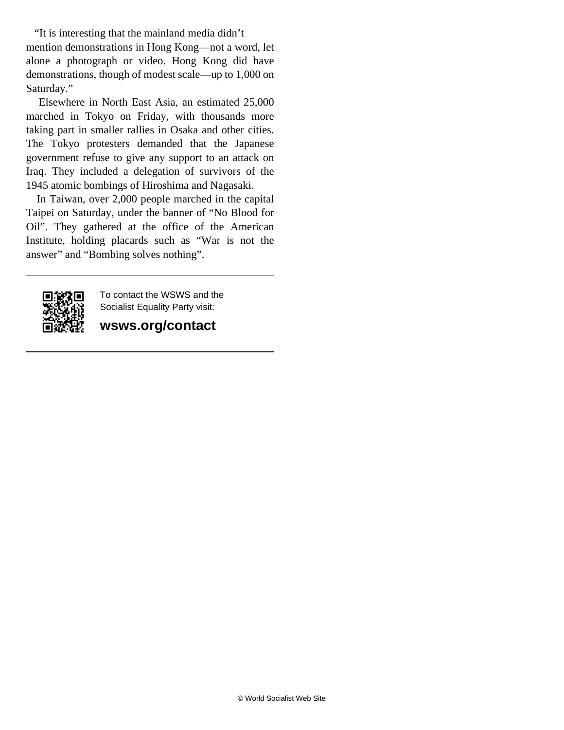"It is interesting that the mainland media didn't mention demonstrations in Hong Kong—not a word, let alone a photograph or video. Hong Kong did have demonstrations, though of modest scale—up to 1,000 on Saturday."

Elsewhere in North East Asia, an estimated 25,000 marched in Tokyo on Friday, with thousands more taking part in smaller rallies in Osaka and other cities. The Tokyo protesters demanded that the Japanese government refuse to give any support to an attack on Iraq. They included a delegation of survivors of the 1945 atomic bombings of Hiroshima and Nagasaki.

In Taiwan, over 2,000 people marched in the capital Taipei on Saturday, under the banner of "No Blood for Oil". They gathered at the office of the American Institute, holding placards such as "War is not the answer" and "Bombing solves nothing".

To contact the WSWS and the Socialist Equality Party visit:

**wsws.org/contact**